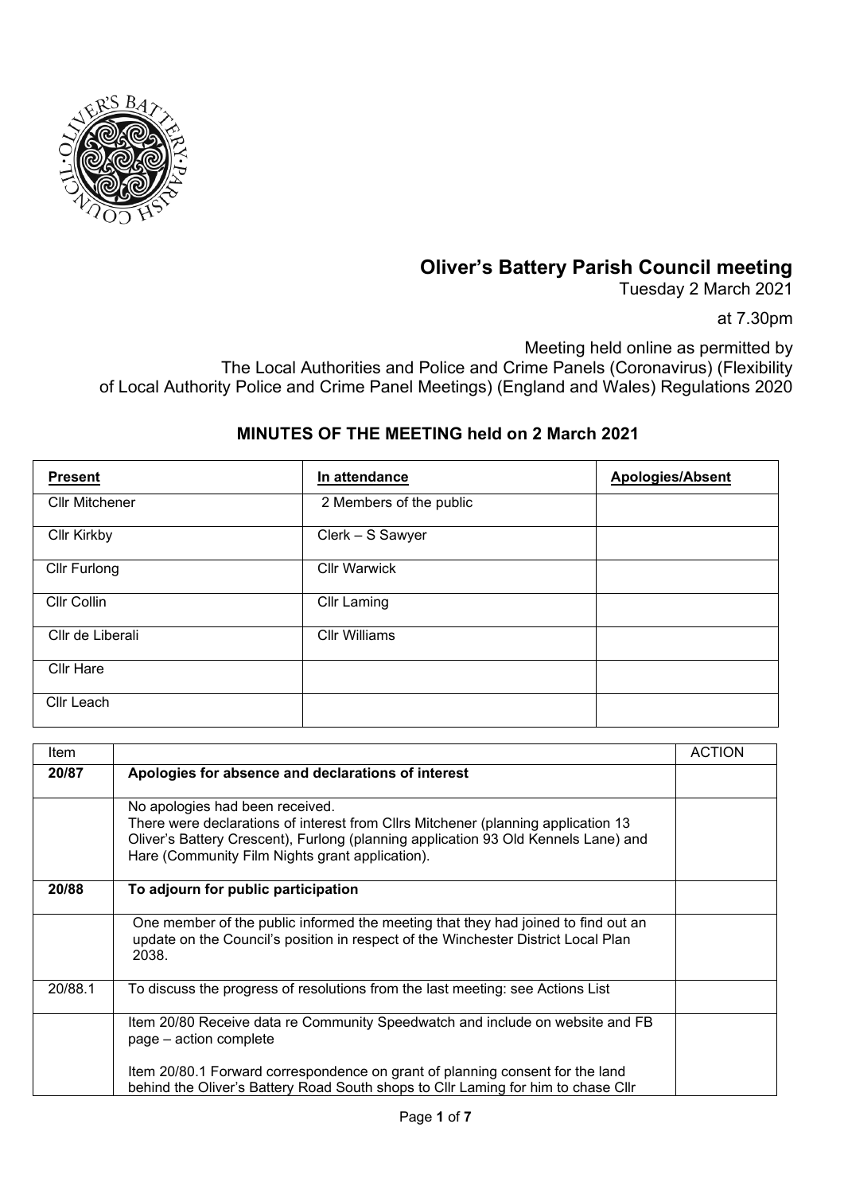# Oliver's Battery Parish Council meeting

Tuesday 2 March 2021

at 7.30pm

Meeting held online as permitted by
The Local Authorities and Police and Crime Panels (Coronavirus) (Flexibility of Local Authority Police and Crime Panel Meetings) (England and Wales) Regulations 2020

## MINUTES OF THE MEETING held on 2 March 2021

| **Present** | **In attendance** | **Apologies/Absent** |
|---|---|---|
| Cllr Mitchener | 2 Members of the public | |
| Cllr Kirkby | Clerk – S Sawyer | |
| Cllr Furlong | Cllr Warwick | |
| Cllr Collin | Cllr Laming | |
| Cllr de Liberali | Cllr Williams | |
| Cllr Hare | | |
| Cllr Leach | | |

| Item | | ACTION |
|---|---|---|
| **20/87** | **Apologies for absence and declarations of interest** | |
| | No apologies had been received.<br>There were declarations of interest from Cllrs Mitchener (planning application 13 Oliver's Battery Crescent), Furlong (planning application 93 Old Kennels Lane) and Hare (Community Film Nights grant application). | |
| **20/88** | **To adjourn for public participation** | |
| | One member of the public informed the meeting that they had joined to find out an update on the Council's position in respect of the Winchester District Local Plan 2038. | |
| 20/88.1 | To discuss the progress of resolutions from the last meeting: see Actions List | |
| | Item 20/80 Receive data re Community Speedwatch and include on website and FB page – action complete<br><br>Item 20/80.1 Forward correspondence on grant of planning consent for the land behind the Oliver's Battery Road South shops to Cllr Laming for him to chase Cllr | |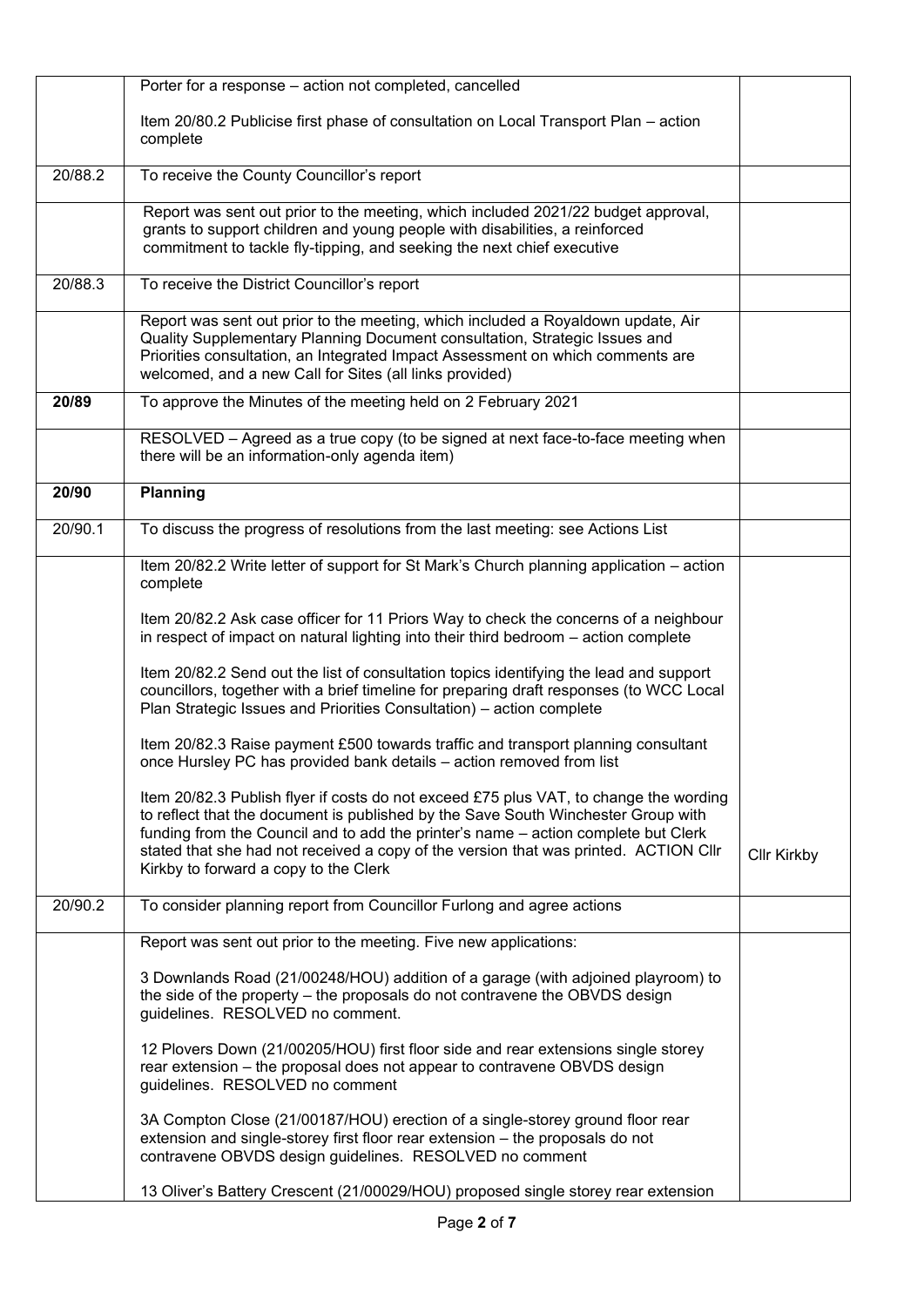| | | |
|---|---|---|
| | Porter for a response – action not completed, cancelled<br><br>Item 20/80.2 Publicise first phase of consultation on Local Transport Plan – action complete | |
| 20/88.2 | To receive the County Councillor's report | |
| | Report was sent out prior to the meeting, which included 2021/22 budget approval, grants to support children and young people with disabilities, a reinforced commitment to tackle fly-tipping, and seeking the next chief executive | |
| 20/88.3 | To receive the District Councillor's report | |
| | Report was sent out prior to the meeting, which included a Royaldown update, Air Quality Supplementary Planning Document consultation, Strategic Issues and Priorities consultation, an Integrated Impact Assessment on which comments are welcomed, and a new Call for Sites (all links provided) | |
| **20/89** | To approve the Minutes of the meeting held on 2 February 2021 | |
| | RESOLVED – Agreed as a true copy (to be signed at next face-to-face meeting when there will be an information-only agenda item) | |
| **20/90** | **Planning** | |
| 20/90.1 | To discuss the progress of resolutions from the last meeting: see Actions List | |
| | Item 20/82.2 Write letter of support for St Mark's Church planning application – action complete<br><br>Item 20/82.2 Ask case officer for 11 Priors Way to check the concerns of a neighbour in respect of impact on natural lighting into their third bedroom – action complete<br><br>Item 20/82.2 Send out the list of consultation topics identifying the lead and support councillors, together with a brief timeline for preparing draft responses (to WCC Local Plan Strategic Issues and Priorities Consultation) – action complete<br><br>Item 20/82.3 Raise payment £500 towards traffic and transport planning consultant once Hursley PC has provided bank details – action removed from list<br><br>Item 20/82.3 Publish flyer if costs do not exceed £75 plus VAT, to change the wording to reflect that the document is published by the Save South Winchester Group with funding from the Council and to add the printer's name – action complete but Clerk stated that she had not received a copy of the version that was printed. ACTION Cllr Kirkby to forward a copy to the Clerk | Cllr Kirkby |
| 20/90.2 | To consider planning report from Councillor Furlong and agree actions | |
| | Report was sent out prior to the meeting. Five new applications:<br><br>3 Downlands Road (21/00248/HOU) addition of a garage (with adjoined playroom) to the side of the property – the proposals do not contravene the OBVDS design guidelines. RESOLVED no comment.<br><br>12 Plovers Down (21/00205/HOU) first floor side and rear extensions single storey rear extension – the proposal does not appear to contravene OBVDS design guidelines. RESOLVED no comment<br><br>3A Compton Close (21/00187/HOU) erection of a single-storey ground floor rear extension and single-storey first floor rear extension – the proposals do not contravene OBVDS design guidelines. RESOLVED no comment<br><br>13 Oliver's Battery Crescent (21/00029/HOU) proposed single storey rear extension | |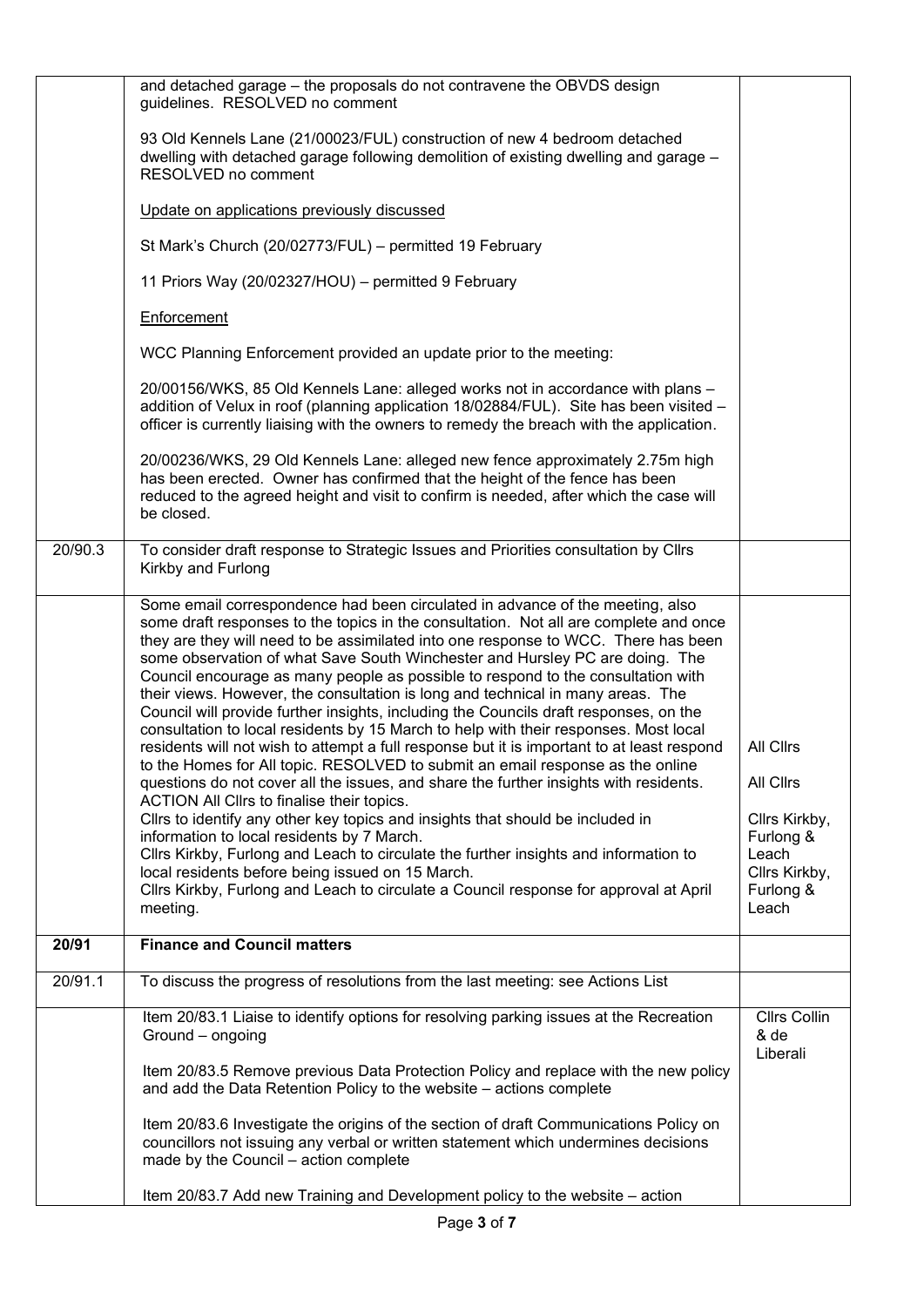| | | |
|---|---|---|
| | and detached garage – the proposals do not contravene the OBVDS design guidelines. RESOLVED no comment<br><br>93 Old Kennels Lane (21/00023/FUL) construction of new 4 bedroom detached dwelling with detached garage following demolition of existing dwelling and garage – RESOLVED no comment<br><br>Update on applications previously discussed<br><br>St Mark's Church (20/02773/FUL) – permitted 19 February<br><br>11 Priors Way (20/02327/HOU) – permitted 9 February<br><br>Enforcement<br><br>WCC Planning Enforcement provided an update prior to the meeting:<br><br>20/00156/WKS, 85 Old Kennels Lane: alleged works not in accordance with plans – addition of Velux in roof (planning application 18/02884/FUL). Site has been visited – officer is currently liaising with the owners to remedy the breach with the application.<br><br>20/00236/WKS, 29 Old Kennels Lane: alleged new fence approximately 2.75m high has been erected. Owner has confirmed that the height of the fence has been reduced to the agreed height and visit to confirm is needed, after which the case will be closed. | |
| 20/90.3 | To consider draft response to Strategic Issues and Priorities consultation by Cllrs Kirkby and Furlong | |
| | Some email correspondence had been circulated in advance of the meeting, also some draft responses to the topics in the consultation. Not all are complete and once they are they will need to be assimilated into one response to WCC. There has been some observation of what Save South Winchester and Hursley PC are doing. The Council encourage as many people as possible to respond to the consultation with their views. However, the consultation is long and technical in many areas. The Council will provide further insights, including the Councils draft responses, on the consultation to local residents by 15 March to help with their responses. Most local residents will not wish to attempt a full response but it is important to at least respond to the Homes for All topic. RESOLVED to submit an email response as the online questions do not cover all the issues, and share the further insights with residents.<br>ACTION All Cllrs to finalise their topics.<br>Cllrs to identify any other key topics and insights that should be included in information to local residents by 7 March.<br>Cllrs Kirkby, Furlong and Leach to circulate the further insights and information to local residents before being issued on 15 March.<br>Cllrs Kirkby, Furlong and Leach to circulate a Council response for approval at April meeting. | All Cllrs<br><br>All Cllrs<br><br>Cllrs Kirkby, Furlong & Leach<br>Cllrs Kirkby, Furlong & Leach |
| **20/91** | **Finance and Council matters** | |
| 20/91.1 | To discuss the progress of resolutions from the last meeting: see Actions List | |
| | Item 20/83.1 Liaise to identify options for resolving parking issues at the Recreation Ground – ongoing<br><br>Item 20/83.5 Remove previous Data Protection Policy and replace with the new policy and add the Data Retention Policy to the website – actions complete<br><br>Item 20/83.6 Investigate the origins of the section of draft Communications Policy on councillors not issuing any verbal or written statement which undermines decisions made by the Council – action complete<br><br>Item 20/83.7 Add new Training and Development policy to the website – action | Cllrs Collin & de Liberali |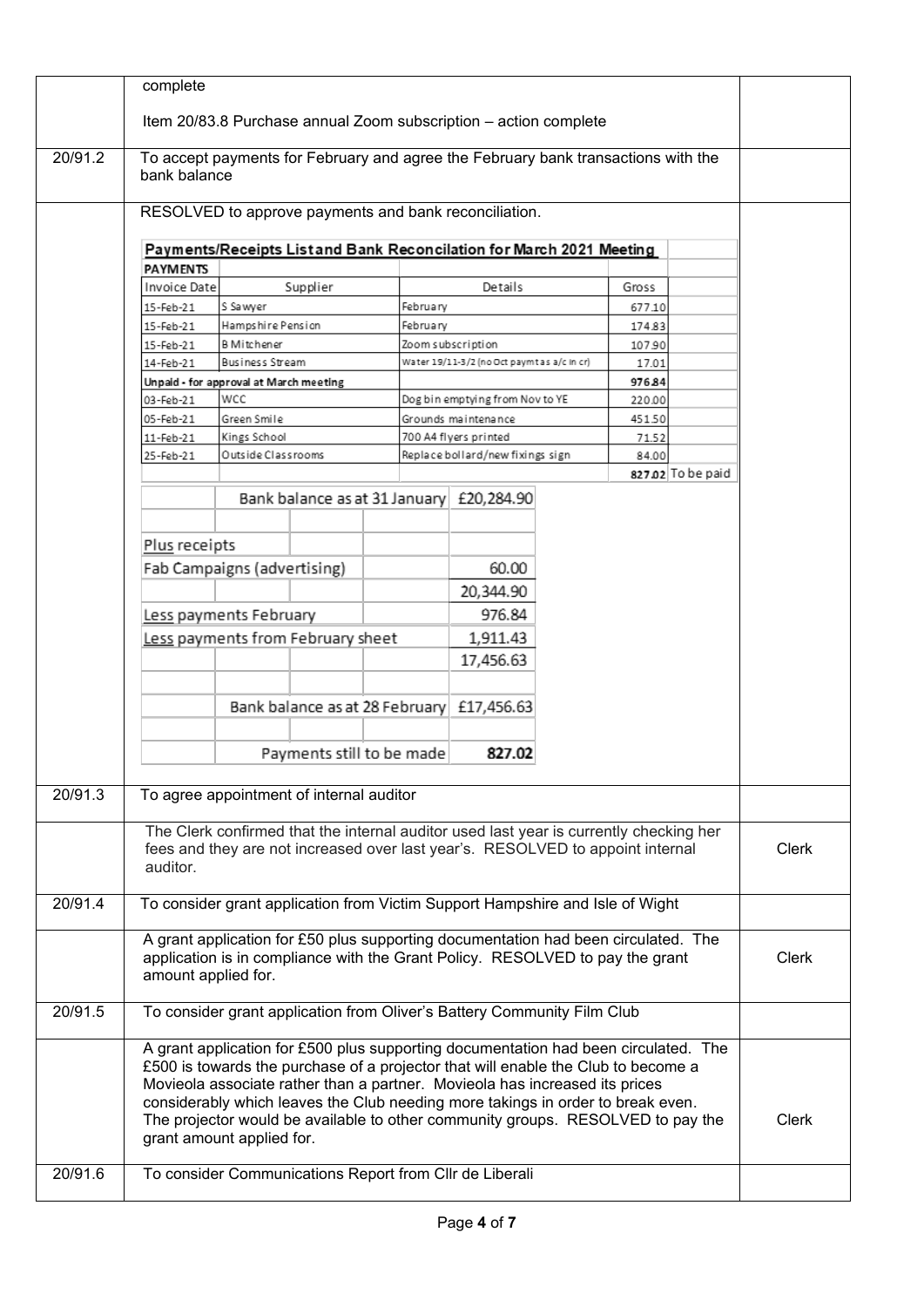| | | |
|---|---|---|
| | complete<br><br>Item 20/83.8 Purchase annual Zoom subscription – action complete | |
| 20/91.2 | To accept payments for February and agree the February bank transactions with the bank balance | |
| | RESOLVED to approve payments and bank reconciliation. | |

**Payments/Receipts List and Bank Reconcilation for March 2021 Meeting**

| PAYMENTS | | | | |
|---|---|---|---|---|
| Invoice Date | Supplier | Details | Gross | |
| 15-Feb-21 | S Sawyer | February | 677.10 | |
| 15-Feb-21 | Hampshire Pension | February | 174.83 | |
| 15-Feb-21 | B Mitchener | Zoom subscription | 107.90 | |
| 14-Feb-21 | Business Stream | Water 19/11-3/2 (no Oct paymt as a/c in cr) | 17.01 | |
| Unpaid - for approval at March meeting | | | 976.84 | |
| 03-Feb-21 | WCC | Dog bin emptying from Nov to YE | 220.00 | |
| 05-Feb-21 | Green Smile | Grounds maintenance | 451.50 | |
| 11-Feb-21 | Kings School | 700 A4 flyers printed | 71.52 | |
| 25-Feb-21 | Outside Classrooms | Replace bollard/new fixings sign | 84.00 | |
| | | | 827.02 | To be paid |

| | |
|---|---|
| Bank balance as at 31 January | £20,284.90 |
| Plus receipts | |
| Fab Campaigns (advertising) | 60.00 |
| | 20,344.90 |
| Less payments February | 976.84 |
| Less payments from February sheet | 1,911.43 |
| | 17,456.63 |
| Bank balance as at 28 February | £17,456.63 |
| Payments still to be made | **827.02** |

| | | |
|---|---|---|
| 20/91.3 | To agree appointment of internal auditor | |
| | The Clerk confirmed that the internal auditor used last year is currently checking her fees and they are not increased over last year's. RESOLVED to appoint internal auditor. | Clerk |
| 20/91.4 | To consider grant application from Victim Support Hampshire and Isle of Wight | |
| | A grant application for £50 plus supporting documentation had been circulated. The application is in compliance with the Grant Policy. RESOLVED to pay the grant amount applied for. | Clerk |
| 20/91.5 | To consider grant application from Oliver's Battery Community Film Club | |
| | A grant application for £500 plus supporting documentation had been circulated. The £500 is towards the purchase of a projector that will enable the Club to become a Movieola associate rather than a partner. Movieola has increased its prices considerably which leaves the Club needing more takings in order to break even. The projector would be available to other community groups. RESOLVED to pay the grant amount applied for. | Clerk |
| 20/91.6 | To consider Communications Report from Cllr de Liberali | |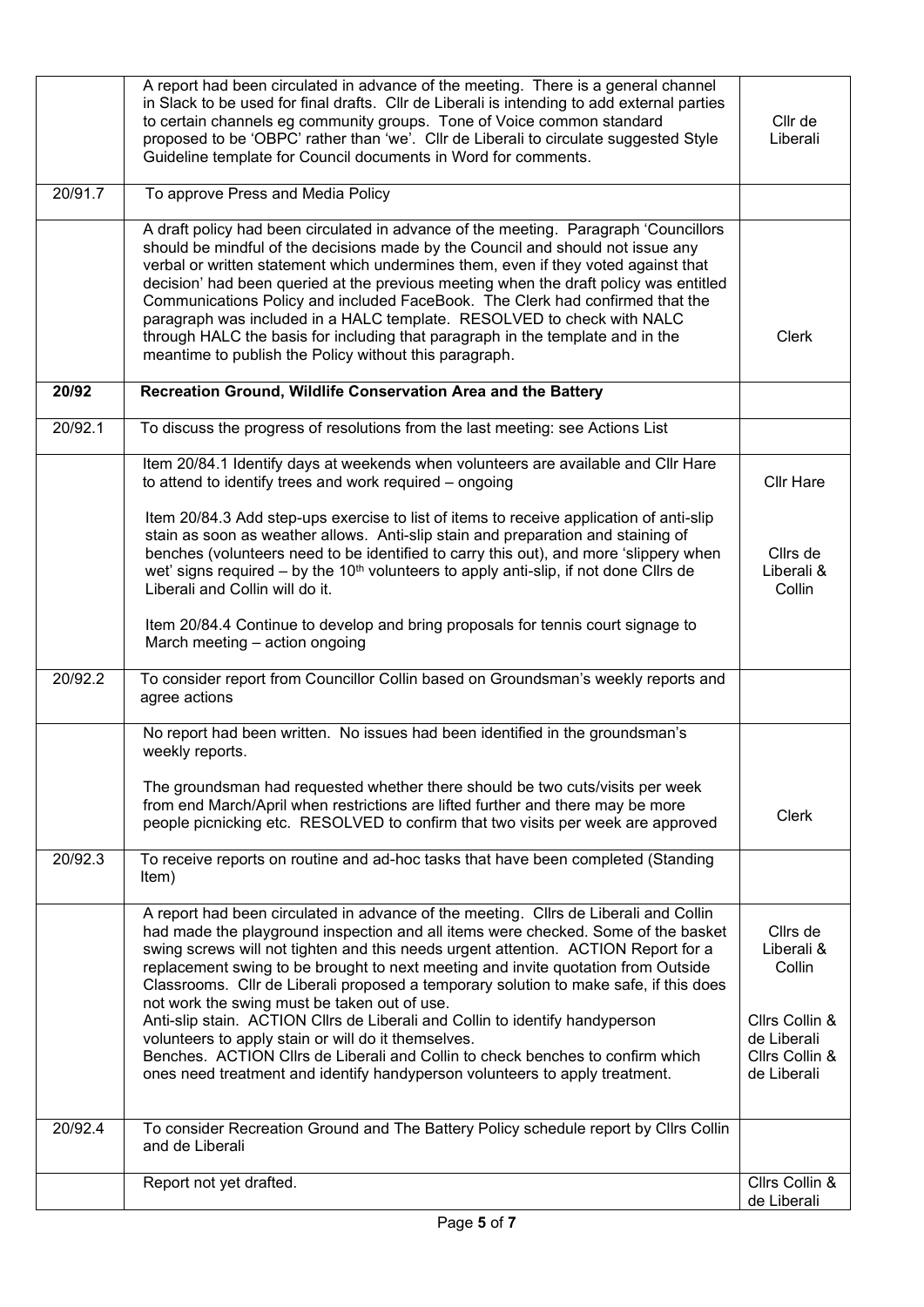| | | |
|---|---|---|
| | A report had been circulated in advance of the meeting. There is a general channel in Slack to be used for final drafts. Cllr de Liberali is intending to add external parties to certain channels eg community groups. Tone of Voice common standard proposed to be 'OBPC' rather than 'we'. Cllr de Liberali to circulate suggested Style Guideline template for Council documents in Word for comments. | Cllr de Liberali |
| 20/91.7 | To approve Press and Media Policy | |
| | A draft policy had been circulated in advance of the meeting. Paragraph 'Councillors should be mindful of the decisions made by the Council and should not issue any verbal or written statement which undermines them, even if they voted against that decision' had been queried at the previous meeting when the draft policy was entitled Communications Policy and included FaceBook. The Clerk had confirmed that the paragraph was included in a HALC template. RESOLVED to check with NALC through HALC the basis for including that paragraph in the template and in the meantime to publish the Policy without this paragraph. | Clerk |
| **20/92** | **Recreation Ground, Wildlife Conservation Area and the Battery** | |
| 20/92.1 | To discuss the progress of resolutions from the last meeting: see Actions List | |
| | Item 20/84.1 Identify days at weekends when volunteers are available and Cllr Hare to attend to identify trees and work required – ongoing<br><br>Item 20/84.3 Add step-ups exercise to list of items to receive application of anti-slip stain as soon as weather allows. Anti-slip stain and preparation and staining of benches (volunteers need to be identified to carry this out), and more 'slippery when wet' signs required – by the 10th volunteers to apply anti-slip, if not done Cllrs de Liberali and Collin will do it.<br><br>Item 20/84.4 Continue to develop and bring proposals for tennis court signage to March meeting – action ongoing | Cllr Hare<br><br>Cllrs de Liberali & Collin |
| 20/92.2 | To consider report from Councillor Collin based on Groundsman's weekly reports and agree actions | |
| | No report had been written. No issues had been identified in the groundsman's weekly reports.<br><br>The groundsman had requested whether there should be two cuts/visits per week from end March/April when restrictions are lifted further and there may be more people picnicking etc. RESOLVED to confirm that two visits per week are approved | Clerk |
| 20/92.3 | To receive reports on routine and ad-hoc tasks that have been completed (Standing Item) | |
| | A report had been circulated in advance of the meeting. Cllrs de Liberali and Collin had made the playground inspection and all items were checked. Some of the basket swing screws will not tighten and this needs urgent attention. ACTION Report for a replacement swing to be brought to next meeting and invite quotation from Outside Classrooms. Cllr de Liberali proposed a temporary solution to make safe, if this does not work the swing must be taken out of use.<br>Anti-slip stain. ACTION Cllrs de Liberali and Collin to identify handyperson volunteers to apply stain or will do it themselves.<br>Benches. ACTION Cllrs de Liberali and Collin to check benches to confirm which ones need treatment and identify handyperson volunteers to apply treatment. | Cllrs de Liberali & Collin<br><br>Cllrs Collin & de Liberali<br>Cllrs Collin & de Liberali |
| 20/92.4 | To consider Recreation Ground and The Battery Policy schedule report by Cllrs Collin and de Liberali | |
| | Report not yet drafted. | Cllrs Collin & de Liberali |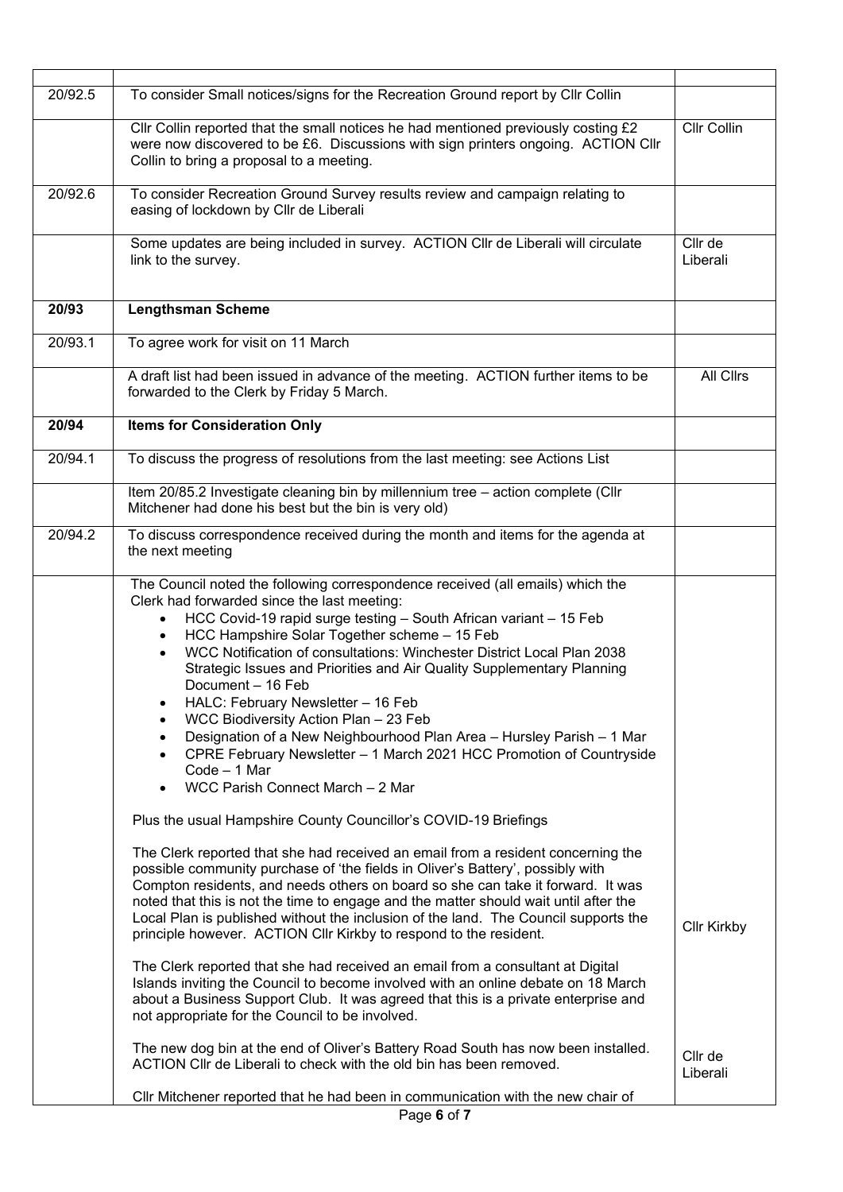| | | |
|---|---|---|
| 20/92.5 | To consider Small notices/signs for the Recreation Ground report by Cllr Collin | |
| | Cllr Collin reported that the small notices he had mentioned previously costing £2 were now discovered to be £6. Discussions with sign printers ongoing. ACTION Cllr Collin to bring a proposal to a meeting. | Cllr Collin |
| 20/92.6 | To consider Recreation Ground Survey results review and campaign relating to easing of lockdown by Cllr de Liberali | |
| | Some updates are being included in survey. ACTION Cllr de Liberali will circulate link to the survey. | Cllr de Liberali |
| **20/93** | **Lengthsman Scheme** | |
| 20/93.1 | To agree work for visit on 11 March | |
| | A draft list had been issued in advance of the meeting. ACTION further items to be forwarded to the Clerk by Friday 5 March. | All Cllrs |
| **20/94** | **Items for Consideration Only** | |
| 20/94.1 | To discuss the progress of resolutions from the last meeting: see Actions List | |
| | Item 20/85.2 Investigate cleaning bin by millennium tree – action complete (Cllr Mitchener had done his best but the bin is very old) | |
| 20/94.2 | To discuss correspondence received during the month and items for the agenda at the next meeting | |
| | The Council noted the following correspondence received (all emails) which the Clerk had forwarded since the last meeting:<br>• HCC Covid-19 rapid surge testing – South African variant – 15 Feb<br>• HCC Hampshire Solar Together scheme – 15 Feb<br>• WCC Notification of consultations: Winchester District Local Plan 2038 Strategic Issues and Priorities and Air Quality Supplementary Planning Document – 16 Feb<br>• HALC: February Newsletter – 16 Feb<br>• WCC Biodiversity Action Plan – 23 Feb<br>• Designation of a New Neighbourhood Plan Area – Hursley Parish – 1 Mar<br>• CPRE February Newsletter – 1 March 2021 HCC Promotion of Countryside Code – 1 Mar<br>• WCC Parish Connect March – 2 Mar<br><br>Plus the usual Hampshire County Councillor's COVID-19 Briefings<br><br>The Clerk reported that she had received an email from a resident concerning the possible community purchase of 'the fields in Oliver's Battery', possibly with Compton residents, and needs others on board so she can take it forward. It was noted that this is not the time to engage and the matter should wait until after the Local Plan is published without the inclusion of the land. The Council supports the principle however. ACTION Cllr Kirkby to respond to the resident.<br><br>The Clerk reported that she had received an email from a consultant at Digital Islands inviting the Council to become involved with an online debate on 18 March about a Business Support Club. It was agreed that this is a private enterprise and not appropriate for the Council to be involved.<br><br>The new dog bin at the end of Oliver's Battery Road South has now been installed. ACTION Cllr de Liberali to check with the old bin has been removed.<br><br>Cllr Mitchener reported that he had been in communication with the new chair of | Cllr Kirkby<br><br>Cllr de Liberali |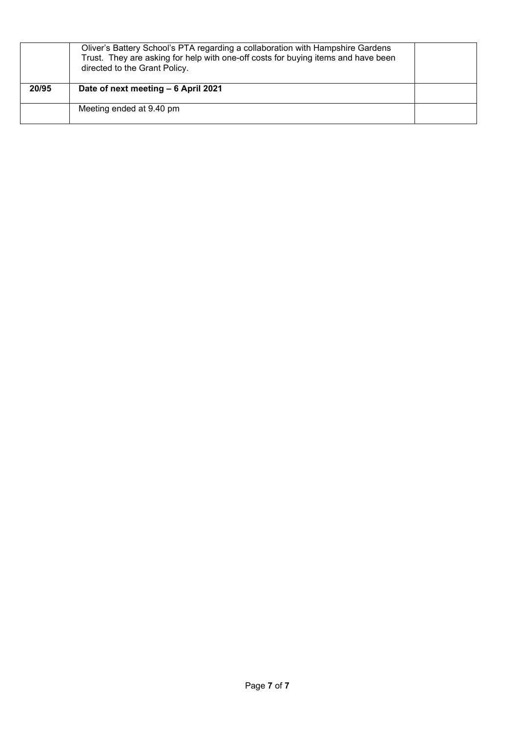| | | |
|---|---|---|
| | Oliver's Battery School's PTA regarding a collaboration with Hampshire Gardens Trust. They are asking for help with one-off costs for buying items and have been directed to the Grant Policy. | |
| **20/95** | **Date of next meeting – 6 April 2021** | |
| | Meeting ended at 9.40 pm | |